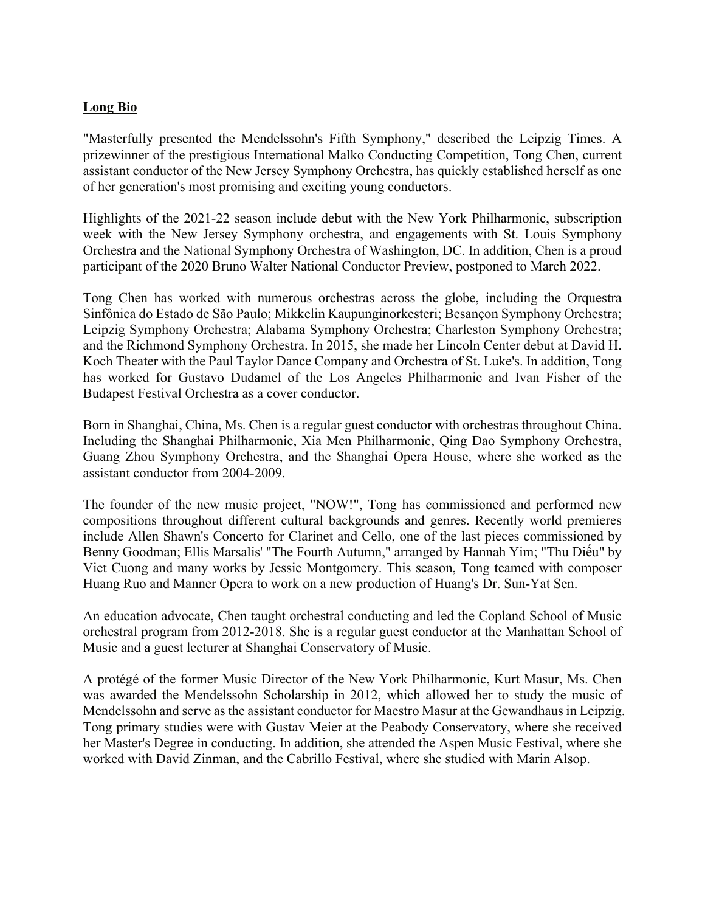**Long Bio**

"Masterfully presented the Mendelssohn's Fifth Symphony," described the Leipzig Times. A prizewinner of the prestigious International Malko Conducting Competition, Tong Chen, current assistant conductor of the New Jersey Symphony Orchestra, has quickly established herself as one of her generation's most promising and exciting young conductors.

Highlights of the 2021-22 season include debut with the New York Philharmonic, subscription week with the New Jersey Symphony orchestra, and engagements with St. Louis Symphony Orchestra and the National Symphony Orchestra of Washington, DC. In addition, Chen is a proud participant of the 2020 Bruno Walter National Conductor Preview, postponed to March 2022.

Tong Chen has worked with numerous orchestras across the globe, including the Orquestra Sinfônica do Estado de São Paulo; Mikkelin Kaupunginorkesteri; Besançon Symphony Orchestra; Leipzig Symphony Orchestra; Alabama Symphony Orchestra; Charleston Symphony Orchestra; and the Richmond Symphony Orchestra. In 2015, she made her Lincoln Center debut at David H. Koch Theater with the Paul Taylor Dance Company and Orchestra of St. Luke's. In addition, Tong has worked for Gustavo Dudamel of the Los Angeles Philharmonic and Ivan Fisher of the Budapest Festival Orchestra as a cover conductor.

Born in Shanghai, China, Ms. Chen is a regular guest conductor with orchestras throughout China. Including the Shanghai Philharmonic, Xia Men Philharmonic, Qing Dao Symphony Orchestra, Guang Zhou Symphony Orchestra, and the Shanghai Opera House, where she worked as the assistant conductor from 2004-2009.

The founder of the new music project, "NOW!", Tong has commissioned and performed new compositions throughout different cultural backgrounds and genres. Recently world premieres include Allen Shawn's Concerto for Clarinet and Cello, one of the last pieces commissioned by Benny Goodman; Ellis Marsalis' "The Fourth Autumn," arranged by Hannah Yim; "Thu Diếu" by Viet Cuong and many works by Jessie Montgomery. This season, Tong teamed with composer Huang Ruo and Manner Opera to work on a new production of Huang's Dr. Sun-Yat Sen.

An education advocate, Chen taught orchestral conducting and led the Copland School of Music orchestral program from 2012-2018. She is a regular guest conductor at the Manhattan School of Music and a guest lecturer at Shanghai Conservatory of Music.

A protégé of the former Music Director of the New York Philharmonic, Kurt Masur, Ms. Chen was awarded the Mendelssohn Scholarship in 2012, which allowed her to study the music of Mendelssohn and serve as the assistant conductor for Maestro Masur at the Gewandhaus in Leipzig. Tong primary studies were with Gustav Meier at the Peabody Conservatory, where she received her Master's Degree in conducting. In addition, she attended the Aspen Music Festival, where she worked with David Zinman, and the Cabrillo Festival, where she studied with Marin Alsop.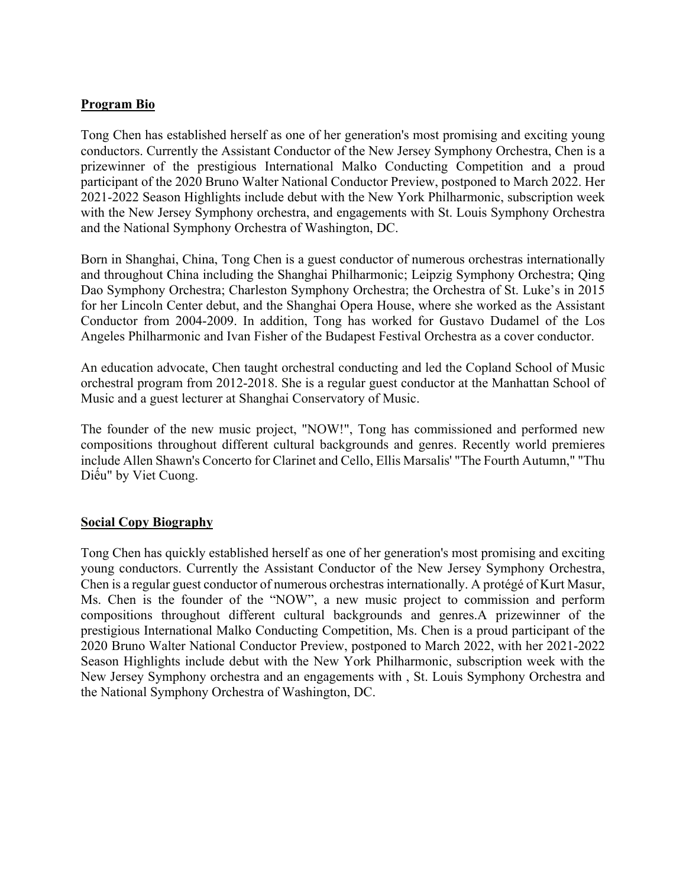**Program Bio**

Tong Chen has established herself as one of her generation's most promising and exciting young conductors. Currently the Assistant Conductor of the New Jersey Symphony Orchestra, Chen is a prizewinner of the prestigious International Malko Conducting Competition and a proud participant of the 2020 Bruno Walter National Conductor Preview, postponed to March 2022. Her 2021-2022 Season Highlights include debut with the New York Philharmonic, subscription week with the New Jersey Symphony orchestra, and engagements with St. Louis Symphony Orchestra and the National Symphony Orchestra of Washington, DC.

Born in Shanghai, China, Tong Chen is a guest conductor of numerous orchestras internationally and throughout China including the Shanghai Philharmonic; Leipzig Symphony Orchestra; Qing Dao Symphony Orchestra; Charleston Symphony Orchestra; the Orchestra of St. Luke's in 2015 for her Lincoln Center debut, and the Shanghai Opera House, where she worked as the Assistant Conductor from 2004-2009. In addition, Tong has worked for Gustavo Dudamel of the Los Angeles Philharmonic and Ivan Fisher of the Budapest Festival Orchestra as a cover conductor.

An education advocate, Chen taught orchestral conducting and led the Copland School of Music orchestral program from 2012-2018. She is a regular guest conductor at the Manhattan School of Music and a guest lecturer at Shanghai Conservatory of Music.

The founder of the new music project, "NOW!", Tong has commissioned and performed new compositions throughout different cultural backgrounds and genres. Recently world premieres include Allen Shawn's Concerto for Clarinet and Cello, Ellis Marsalis' "The Fourth Autumn," "Thu Diếu" by Viet Cuong.

**Social Copy Biography**

Tong Chen has quickly established herself as one of her generation's most promising and exciting young conductors. Currently the Assistant Conductor of the New Jersey Symphony Orchestra, Chen is a regular guest conductor of numerous orchestras internationally. A protégé of Kurt Masur, Ms. Chen is the founder of the "NOW", a new music project to commission and perform compositions throughout different cultural backgrounds and genres.A prizewinner of the prestigious International Malko Conducting Competition, Ms. Chen is a proud participant of the 2020 Bruno Walter National Conductor Preview, postponed to March 2022, with her 2021-2022 Season Highlights include debut with the New York Philharmonic, subscription week with the New Jersey Symphony orchestra and an engagements with , St. Louis Symphony Orchestra and the National Symphony Orchestra of Washington, DC.